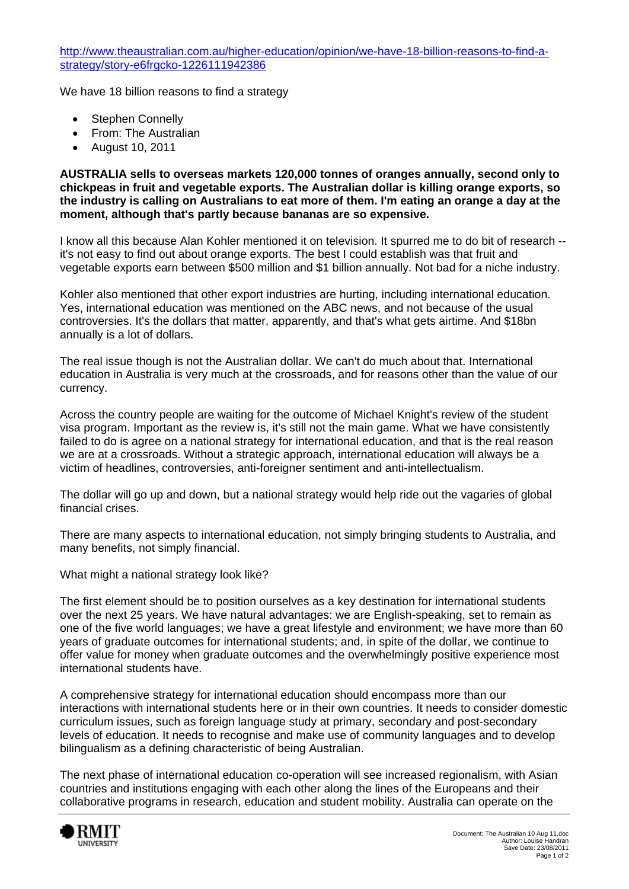http://www.theaustralian.com.au/higher-education/opinion/we-have-18-billion-reasons-to-find-a-strategy/story-e6frgcko-1226111942386

We have 18 billion reasons to find a strategy

- Stephen Connelly
- From: The Australian
- August 10, 2011

**AUSTRALIA sells to overseas markets 120,000 tonnes of oranges annually, second only to chickpeas in fruit and vegetable exports. The Australian dollar is killing orange exports, so the industry is calling on Australians to eat more of them. I'm eating an orange a day at the moment, although that's partly because bananas are so expensive.**

I know all this because Alan Kohler mentioned it on television. It spurred me to do bit of research -- it's not easy to find out about orange exports. The best I could establish was that fruit and vegetable exports earn between \$500 million and \$1 billion annually. Not bad for a niche industry.

Kohler also mentioned that other export industries are hurting, including international education. Yes, international education was mentioned on the ABC news, and not because of the usual controversies. It's the dollars that matter, apparently, and that's what gets airtime. And \$18bn annually is a lot of dollars.

The real issue though is not the Australian dollar. We can't do much about that. International education in Australia is very much at the crossroads, and for reasons other than the value of our currency.

Across the country people are waiting for the outcome of Michael Knight's review of the student visa program. Important as the review is, it's still not the main game. What we have consistently failed to do is agree on a national strategy for international education, and that is the real reason we are at a crossroads. Without a strategic approach, international education will always be a victim of headlines, controversies, anti-foreigner sentiment and anti-intellectualism.

The dollar will go up and down, but a national strategy would help ride out the vagaries of global financial crises.

There are many aspects to international education, not simply bringing students to Australia, and many benefits, not simply financial.

What might a national strategy look like?

The first element should be to position ourselves as a key destination for international students over the next 25 years. We have natural advantages: we are English-speaking, set to remain as one of the five world languages; we have a great lifestyle and environment; we have more than 60 years of graduate outcomes for international students; and, in spite of the dollar, we continue to offer value for money when graduate outcomes and the overwhelmingly positive experience most international students have.

A comprehensive strategy for international education should encompass more than our interactions with international students here or in their own countries. It needs to consider domestic curriculum issues, such as foreign language study at primary, secondary and post-secondary levels of education. It needs to recognise and make use of community languages and to develop bilingualism as a defining characteristic of being Australian.

The next phase of international education co-operation will see increased regionalism, with Asian countries and institutions engaging with each other along the lines of the Europeans and their collaborative programs in research, education and student mobility. Australia can operate on the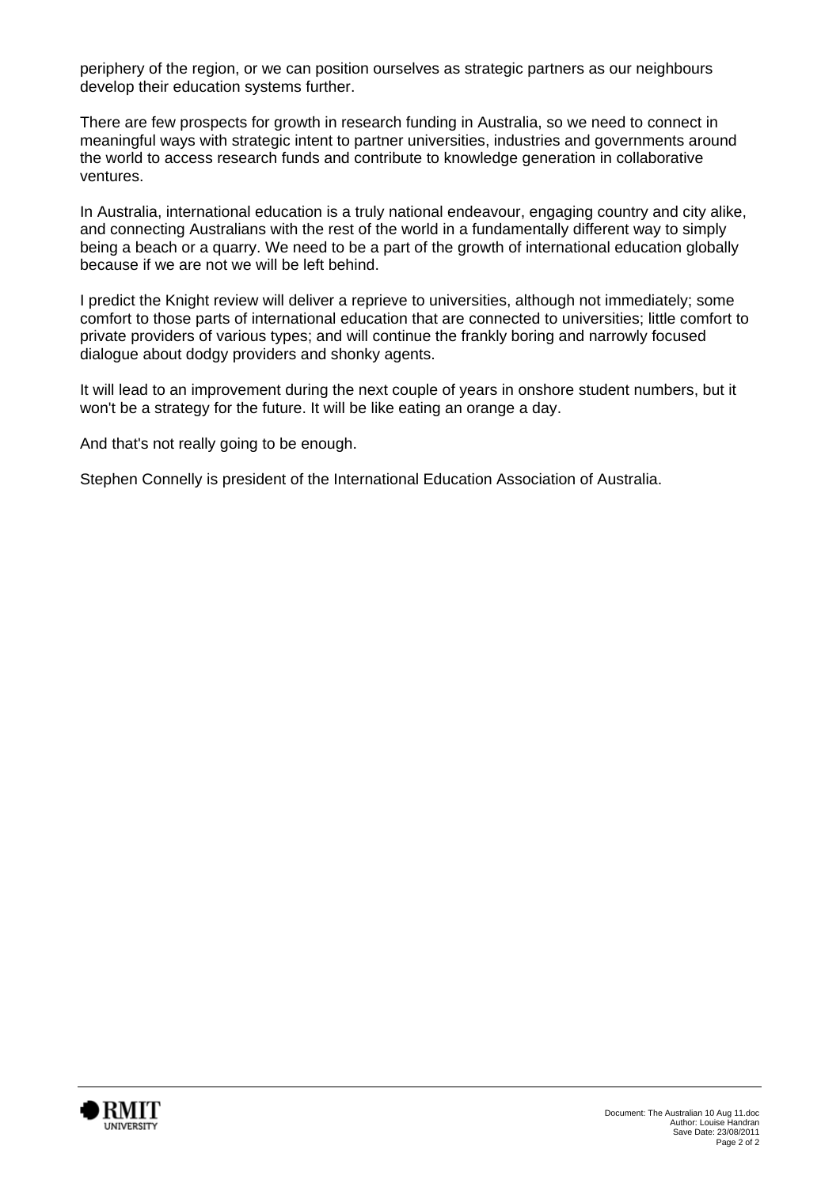periphery of the region, or we can position ourselves as strategic partners as our neighbours develop their education systems further.

There are few prospects for growth in research funding in Australia, so we need to connect in meaningful ways with strategic intent to partner universities, industries and governments around the world to access research funds and contribute to knowledge generation in collaborative ventures.

In Australia, international education is a truly national endeavour, engaging country and city alike, and connecting Australians with the rest of the world in a fundamentally different way to simply being a beach or a quarry. We need to be a part of the growth of international education globally because if we are not we will be left behind.

I predict the Knight review will deliver a reprieve to universities, although not immediately; some comfort to those parts of international education that are connected to universities; little comfort to private providers of various types; and will continue the frankly boring and narrowly focused dialogue about dodgy providers and shonky agents.

It will lead to an improvement during the next couple of years in onshore student numbers, but it won't be a strategy for the future. It will be like eating an orange a day.

And that's not really going to be enough.

Stephen Connelly is president of the International Education Association of Australia.